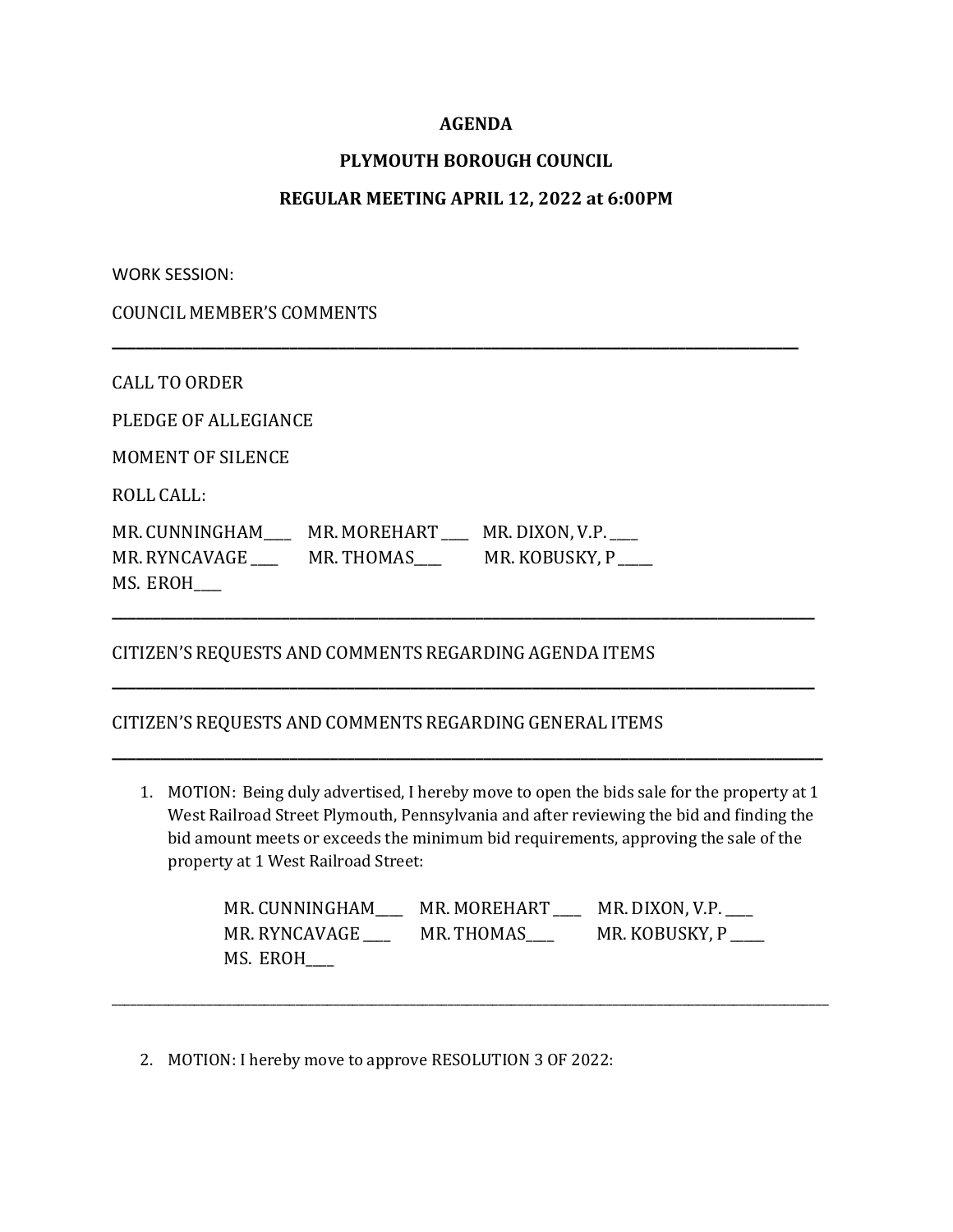**AGENDA**

**PLYMOUTH BOROUGH COUNCIL**

**REGULAR MEETING APRIL 12, 2022 at 6:00PM**

WORK SESSION:

COUNCIL MEMBER'S COMMENTS

---

CALL TO ORDER

PLEDGE OF ALLEGIANCE

MOMENT OF SILENCE

ROLL CALL:

MR. CUNNINGHAM____ MR. MOREHART ____ MR. DIXON, V.P. ____
MR. RYNCAVAGE ____ MR. THOMAS____ MR. KOBUSKY, P _____
MS. EROH____

---

CITIZEN'S REQUESTS AND COMMENTS REGARDING AGENDA ITEMS

---

CITIZEN'S REQUESTS AND COMMENTS REGARDING GENERAL ITEMS

---

1. MOTION: Being duly advertised, I hereby move to open the bids sale for the property at 1 West Railroad Street Plymouth, Pennsylvania and after reviewing the bid and finding the bid amount meets or exceeds the minimum bid requirements, approving the sale of the property at 1 West Railroad Street:

   MR. CUNNINGHAM____ MR. MOREHART ____ MR. DIXON, V.P. ____
   MR. RYNCAVAGE ____ MR. THOMAS____ MR. KOBUSKY, P _____
   MS. EROH____

---

2. MOTION: I hereby move to approve RESOLUTION 3 OF 2022: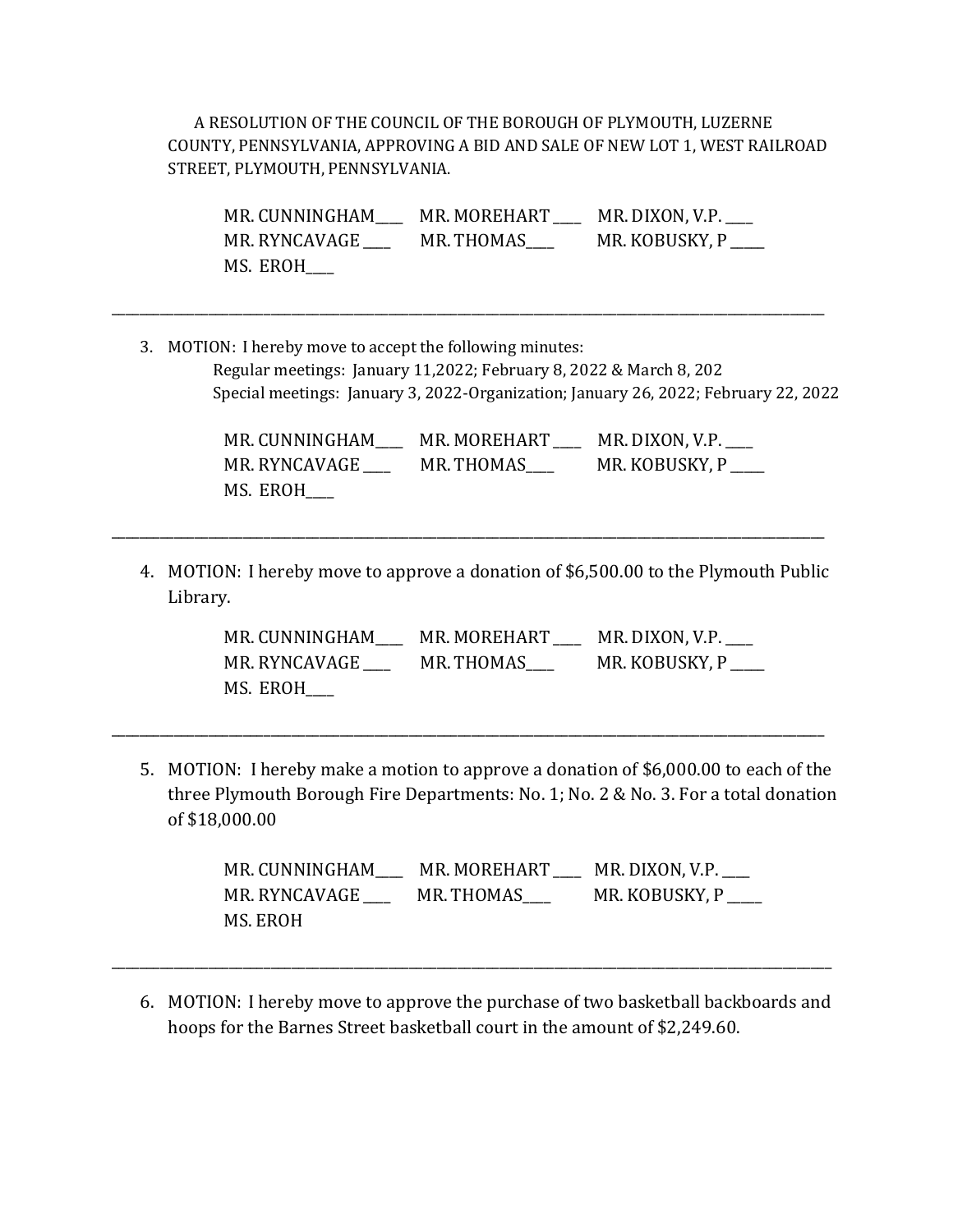A RESOLUTION OF THE COUNCIL OF THE BOROUGH OF PLYMOUTH, LUZERNE COUNTY, PENNSYLVANIA, APPROVING A BID AND SALE OF NEW LOT 1, WEST RAILROAD STREET, PLYMOUTH, PENNSYLVANIA.

MR. CUNNINGHAM____ MR. MOREHART ____ MR. DIXON, V.P. ____
MR. RYNCAVAGE ____ MR. THOMAS____ MR. KOBUSKY, P _____
MS. EROH____

---

3. MOTION: I hereby move to accept the following minutes:
   Regular meetings: January 11,2022; February 8, 2022 & March 8, 202
   Special meetings: January 3, 2022-Organization; January 26, 2022; February 22, 2022

   MR. CUNNINGHAM____ MR. MOREHART ____ MR. DIXON, V.P. ____
   MR. RYNCAVAGE ____ MR. THOMAS____ MR. KOBUSKY, P _____
   MS. EROH____

---

4. MOTION: I hereby move to approve a donation of $6,500.00 to the Plymouth Public Library.

   MR. CUNNINGHAM____ MR. MOREHART ____ MR. DIXON, V.P. ____
   MR. RYNCAVAGE ____ MR. THOMAS____ MR. KOBUSKY, P _____
   MS. EROH____

---

5. MOTION: I hereby make a motion to approve a donation of $6,000.00 to each of the three Plymouth Borough Fire Departments: No. 1; No. 2 & No. 3. For a total donation of $18,000.00

   MR. CUNNINGHAM____ MR. MOREHART ____ MR. DIXON, V.P. ____
   MR. RYNCAVAGE ____ MR. THOMAS____ MR. KOBUSKY, P _____
   MS. EROH

---

6. MOTION: I hereby move to approve the purchase of two basketball backboards and hoops for the Barnes Street basketball court in the amount of $2,249.60.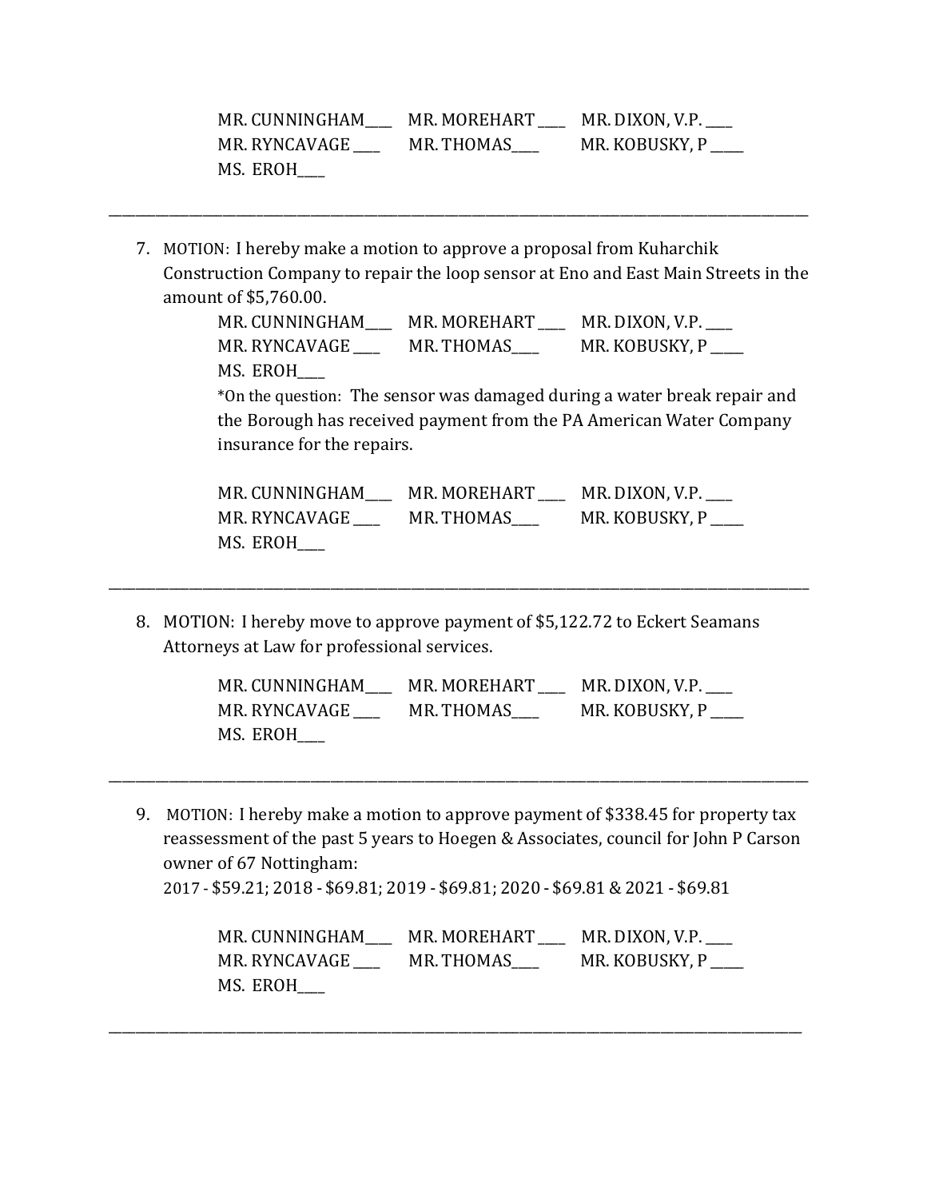MR. CUNNINGHAM____ MR. MOREHART ____ MR. DIXON, V.P. ____
MR. RYNCAVAGE ____ MR. THOMAS____ MR. KOBUSKY, P _____
MS. EROH____

---

7. MOTION: I hereby make a motion to approve a proposal from Kuharchik Construction Company to repair the loop sensor at Eno and East Main Streets in the amount of $5,760.00.

   MR. CUNNINGHAM____ MR. MOREHART ____ MR. DIXON, V.P. ____
   MR. RYNCAVAGE ____ MR. THOMAS____ MR. KOBUSKY, P _____
   MS. EROH____

   *On the question: The sensor was damaged during a water break repair and the Borough has received payment from the PA American Water Company insurance for the repairs.

   MR. CUNNINGHAM____ MR. MOREHART ____ MR. DIXON, V.P. ____
   MR. RYNCAVAGE ____ MR. THOMAS____ MR. KOBUSKY, P _____
   MS. EROH____

---

8. MOTION: I hereby move to approve payment of $5,122.72 to Eckert Seamans Attorneys at Law for professional services.

   MR. CUNNINGHAM____ MR. MOREHART ____ MR. DIXON, V.P. ____
   MR. RYNCAVAGE ____ MR. THOMAS____ MR. KOBUSKY, P _____
   MS. EROH____

---

9. MOTION: I hereby make a motion to approve payment of $338.45 for property tax reassessment of the past 5 years to Hoegen & Associates, council for John P Carson owner of 67 Nottingham:
   2017 - $59.21; 2018 - $69.81; 2019 - $69.81; 2020 - $69.81 & 2021 - $69.81

   MR. CUNNINGHAM____ MR. MOREHART ____ MR. DIXON, V.P. ____
   MR. RYNCAVAGE ____ MR. THOMAS____ MR. KOBUSKY, P _____
   MS. EROH____

---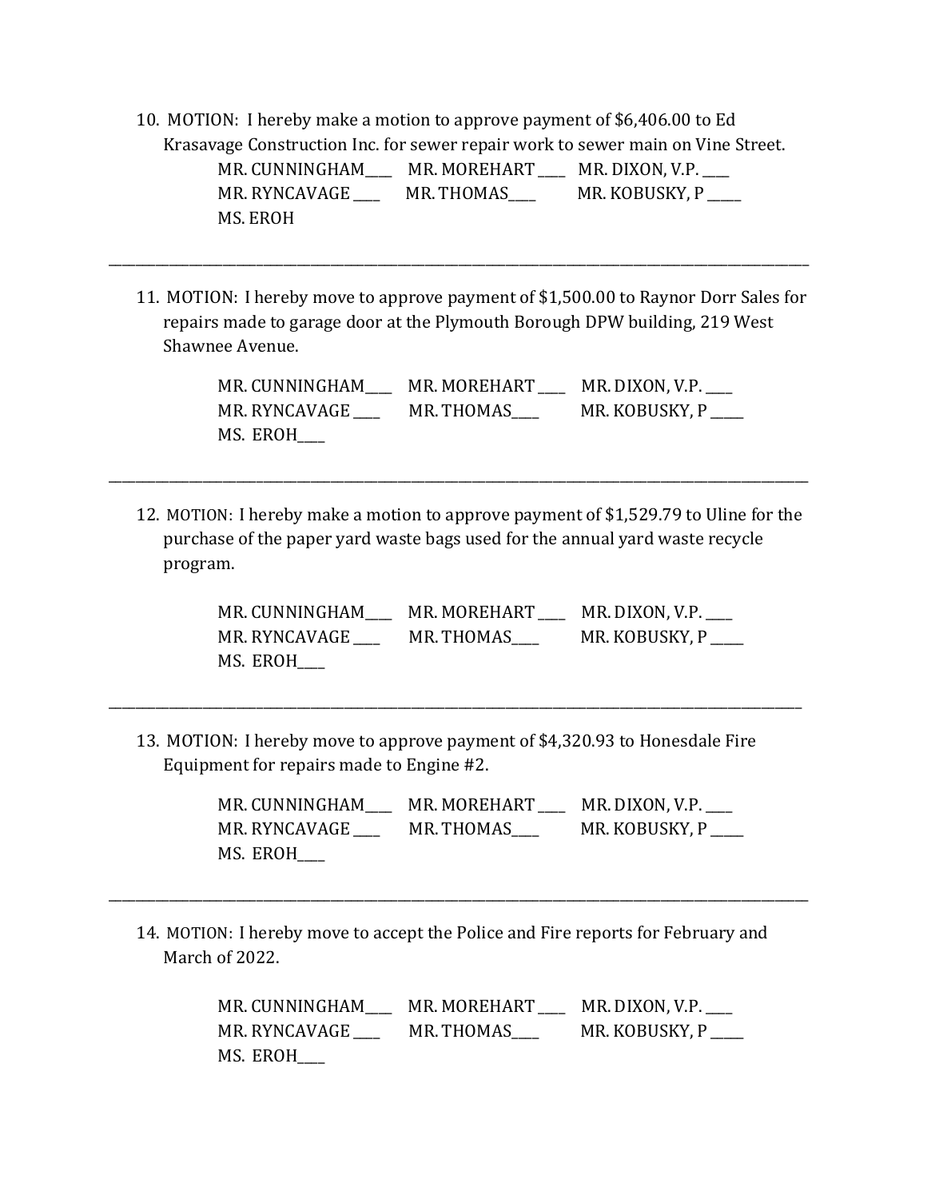10. MOTION: I hereby make a motion to approve payment of $6,406.00 to Ed Krasavage Construction Inc. for sewer repair work to sewer main on Vine Street.

    MR. CUNNINGHAM____ MR. MOREHART ____ MR. DIXON, V.P. ____
    MR. RYNCAVAGE ____ MR. THOMAS____ MR. KOBUSKY, P _____
    MS. EROH

---

11. MOTION: I hereby move to approve payment of $1,500.00 to Raynor Dorr Sales for repairs made to garage door at the Plymouth Borough DPW building, 219 West Shawnee Avenue.

    MR. CUNNINGHAM____ MR. MOREHART ____ MR. DIXON, V.P. ____
    MR. RYNCAVAGE ____ MR. THOMAS____ MR. KOBUSKY, P _____
    MS. EROH____

---

12. MOTION: I hereby make a motion to approve payment of $1,529.79 to Uline for the purchase of the paper yard waste bags used for the annual yard waste recycle program.

    MR. CUNNINGHAM____ MR. MOREHART ____ MR. DIXON, V.P. ____
    MR. RYNCAVAGE ____ MR. THOMAS____ MR. KOBUSKY, P _____
    MS. EROH____

---

13. MOTION: I hereby move to approve payment of $4,320.93 to Honesdale Fire Equipment for repairs made to Engine #2.

    MR. CUNNINGHAM____ MR. MOREHART ____ MR. DIXON, V.P. ____
    MR. RYNCAVAGE ____ MR. THOMAS____ MR. KOBUSKY, P _____
    MS. EROH____

---

14. MOTION: I hereby move to accept the Police and Fire reports for February and March of 2022.

    MR. CUNNINGHAM____ MR. MOREHART ____ MR. DIXON, V.P. ____
    MR. RYNCAVAGE ____ MR. THOMAS____ MR. KOBUSKY, P _____
    MS. EROH____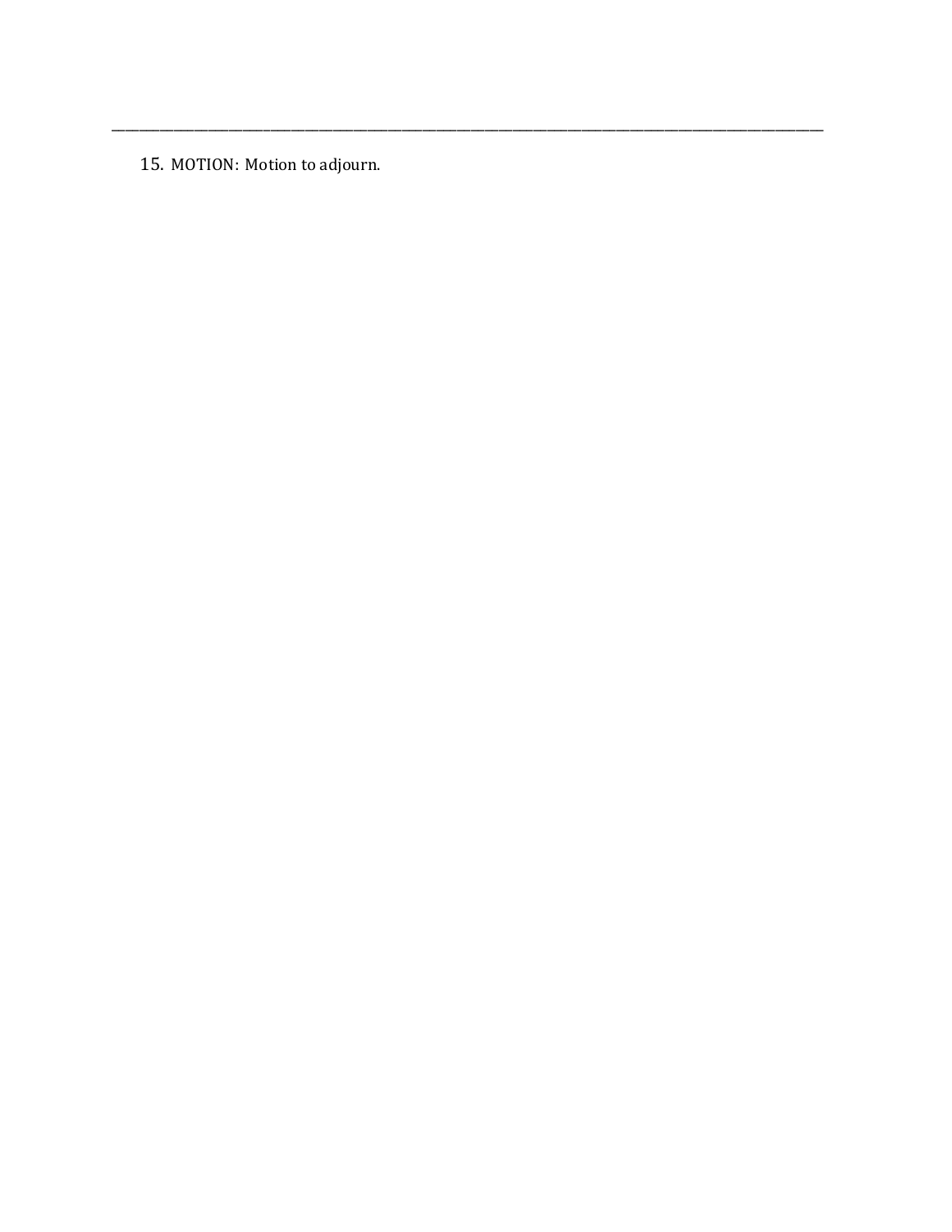---

15. MOTION: Motion to adjourn.